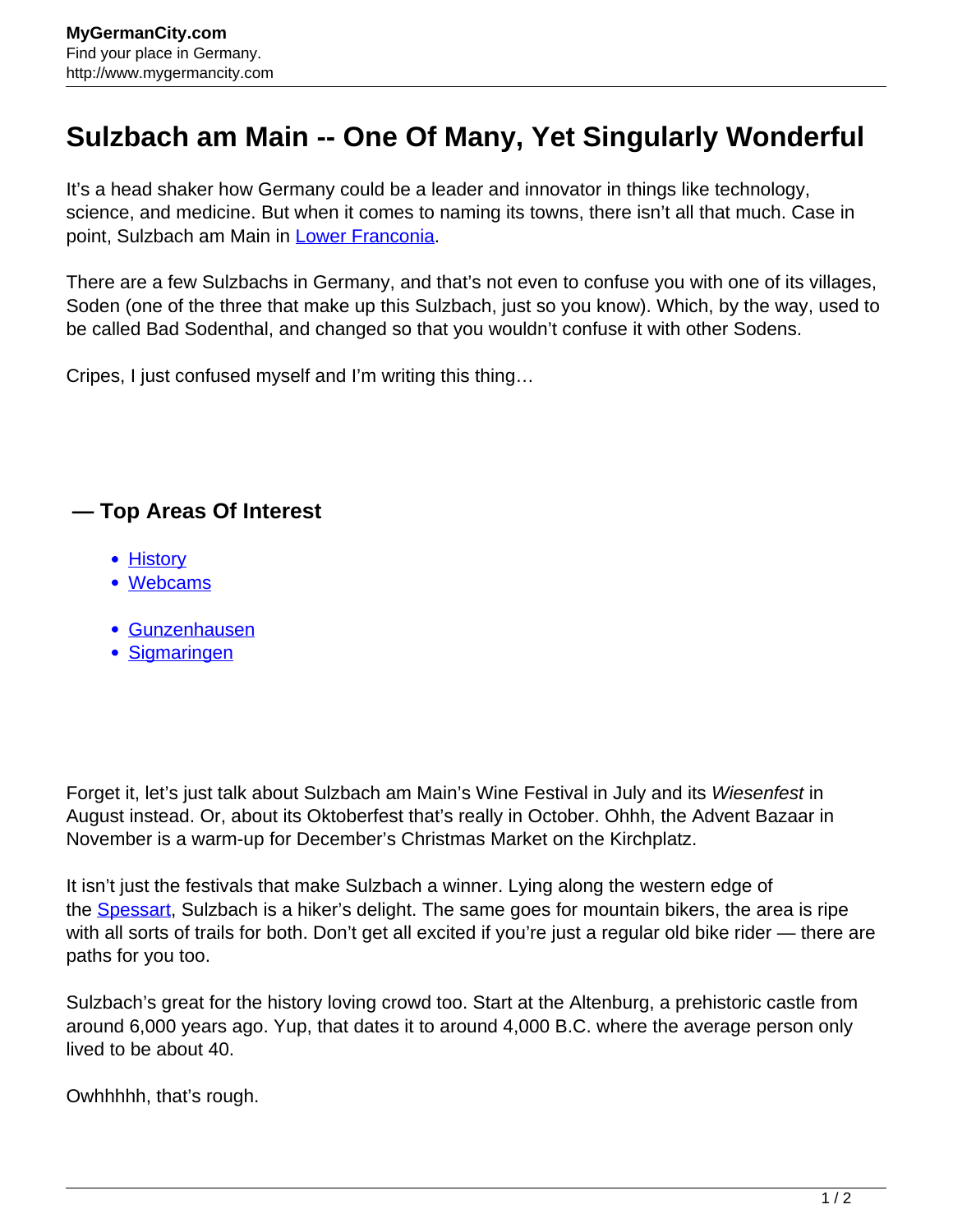# Sulzbach am Main -- One Of Many, Yet Singularly Wonderful

It's a head shaker how Germany could be a leader and innovator in things like technology, science, and medicine. But when it comes to naming its towns, there isn't all that much. Case in point, Sulzbach am Main in Lower Franconia.

There are a few Sulzbachs in Germany, and that's not even to confuse you with one of its villages, Soden (one of the three that make up this Sulzbach, just so you know). Which, by the way, used to be called Bad Sodenthal, and changed so that you wouldn't confuse it with other Sodens.

Cripes, I just confused myself and I'm writing this thing…

### — Top Areas Of Interest

- History
- Webcams

- Gunzenhausen
- Sigmaringen

Forget it, let's just talk about Sulzbach am Main's Wine Festival in July and its *Wiesenfest* in August instead. Or, about its Oktoberfest that's really in October. Ohhh, the Advent Bazaar in November is a warm-up for December's Christmas Market on the Kirchplatz.

It isn't just the festivals that make Sulzbach a winner. Lying along the western edge of the Spessart, Sulzbach is a hiker's delight. The same goes for mountain bikers, the area is ripe with all sorts of trails for both. Don't get all excited if you're just a regular old bike rider — there are paths for you too.

Sulzbach's great for the history loving crowd too. Start at the Altenburg, a prehistoric castle from around 6,000 years ago. Yup, that dates it to around 4,000 B.C. where the average person only lived to be about 40.

Owhhhhh, that's rough.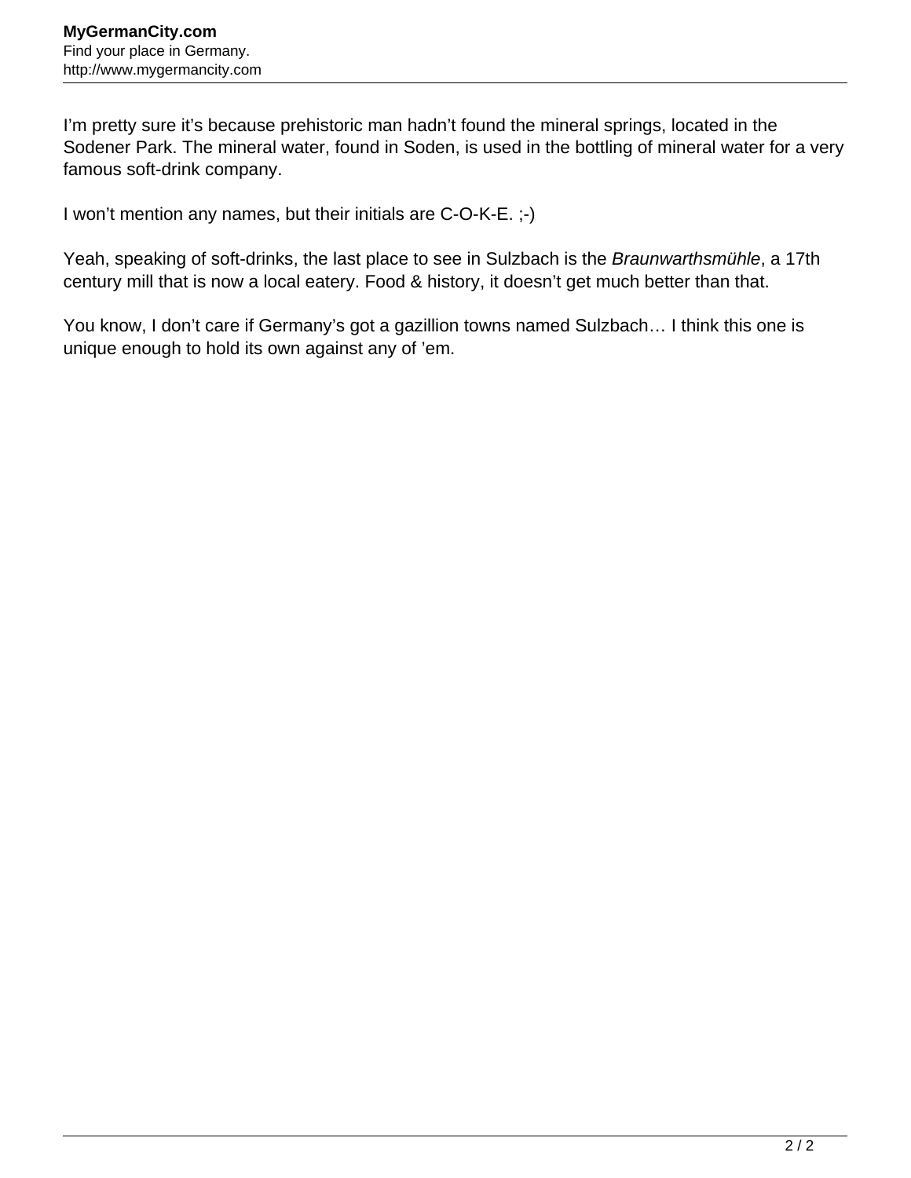I'm pretty sure it's because prehistoric man hadn't found the mineral springs, located in the Sodener Park. The mineral water, found in Soden, is used in the bottling of mineral water for a very famous soft-drink company.

I won't mention any names, but their initials are C-O-K-E. ;-)

Yeah, speaking of soft-drinks, the last place to see in Sulzbach is the *Braunwarthsmühle*, a 17th century mill that is now a local eatery. Food & history, it doesn't get much better than that.

You know, I don't care if Germany's got a gazillion towns named Sulzbach… I think this one is unique enough to hold its own against any of 'em.